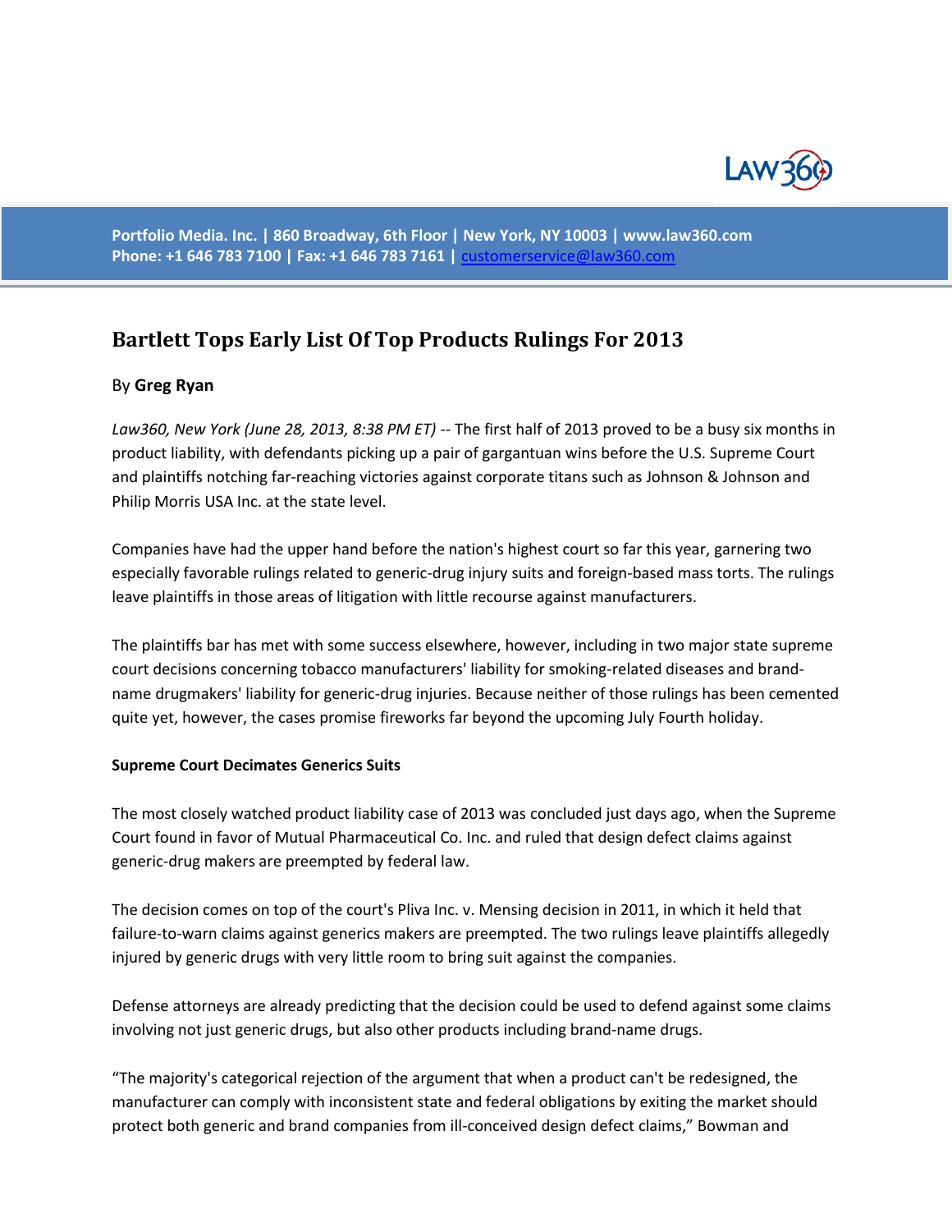Portfolio Media. Inc. | 860 Broadway, 6th Floor | New York, NY 10003 | www.law360.com
Phone: +1 646 783 7100 | Fax: +1 646 783 7161 | customerservice@law360.com

# Bartlett Tops Early List Of Top Products Rulings For 2013

By **Greg Ryan**

*Law360, New York (June 28, 2013, 8:38 PM ET)* -- The first half of 2013 proved to be a busy six months in product liability, with defendants picking up a pair of gargantuan wins before the U.S. Supreme Court and plaintiffs notching far-reaching victories against corporate titans such as Johnson & Johnson and Philip Morris USA Inc. at the state level.

Companies have had the upper hand before the nation's highest court so far this year, garnering two especially favorable rulings related to generic-drug injury suits and foreign-based mass torts. The rulings leave plaintiffs in those areas of litigation with little recourse against manufacturers.

The plaintiffs bar has met with some success elsewhere, however, including in two major state supreme court decisions concerning tobacco manufacturers' liability for smoking-related diseases and brand-name drugmakers' liability for generic-drug injuries. Because neither of those rulings has been cemented quite yet, however, the cases promise fireworks far beyond the upcoming July Fourth holiday.

**Supreme Court Decimates Generics Suits**

The most closely watched product liability case of 2013 was concluded just days ago, when the Supreme Court found in favor of Mutual Pharmaceutical Co. Inc. and ruled that design defect claims against generic-drug makers are preempted by federal law.

The decision comes on top of the court's Pliva Inc. v. Mensing decision in 2011, in which it held that failure-to-warn claims against generics makers are preempted. The two rulings leave plaintiffs allegedly injured by generic drugs with very little room to bring suit against the companies.

Defense attorneys are already predicting that the decision could be used to defend against some claims involving not just generic drugs, but also other products including brand-name drugs.

"The majority's categorical rejection of the argument that when a product can't be redesigned, the manufacturer can comply with inconsistent state and federal obligations by exiting the market should protect both generic and brand companies from ill-conceived design defect claims," Bowman and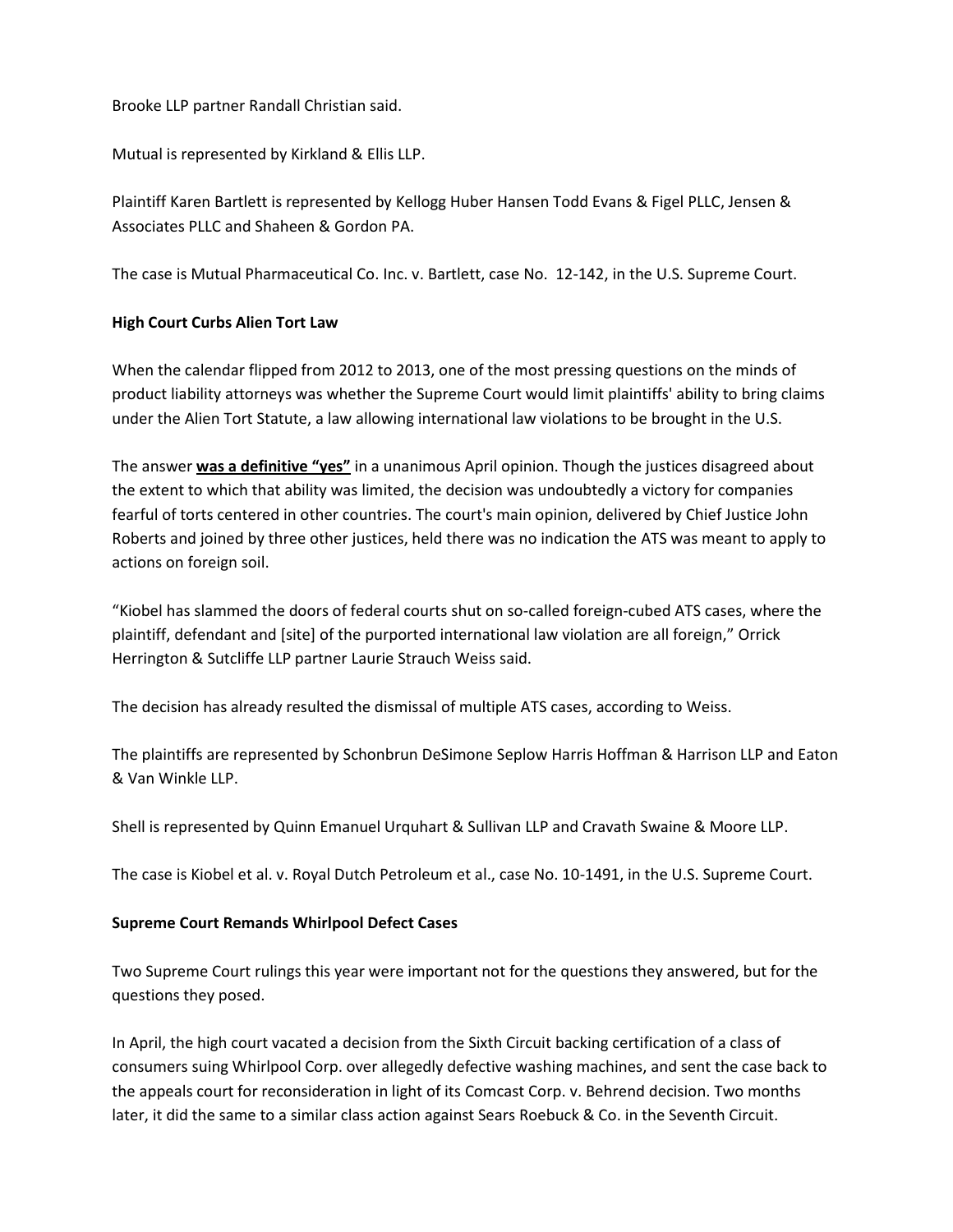Brooke LLP partner Randall Christian said.

Mutual is represented by Kirkland & Ellis LLP.

Plaintiff Karen Bartlett is represented by Kellogg Huber Hansen Todd Evans & Figel PLLC, Jensen & Associates PLLC and Shaheen & Gordon PA.

The case is Mutual Pharmaceutical Co. Inc. v. Bartlett, case No. 12-142, in the U.S. Supreme Court.

**High Court Curbs Alien Tort Law**

When the calendar flipped from 2012 to 2013, one of the most pressing questions on the minds of product liability attorneys was whether the Supreme Court would limit plaintiffs' ability to bring claims under the Alien Tort Statute, a law allowing international law violations to be brought in the U.S.

The answer **was a definitive "yes"** in a unanimous April opinion. Though the justices disagreed about the extent to which that ability was limited, the decision was undoubtedly a victory for companies fearful of torts centered in other countries. The court's main opinion, delivered by Chief Justice John Roberts and joined by three other justices, held there was no indication the ATS was meant to apply to actions on foreign soil.

"Kiobel has slammed the doors of federal courts shut on so-called foreign-cubed ATS cases, where the plaintiff, defendant and [site] of the purported international law violation are all foreign," Orrick Herrington & Sutcliffe LLP partner Laurie Strauch Weiss said.

The decision has already resulted the dismissal of multiple ATS cases, according to Weiss.

The plaintiffs are represented by Schonbrun DeSimone Seplow Harris Hoffman & Harrison LLP and Eaton & Van Winkle LLP.

Shell is represented by Quinn Emanuel Urquhart & Sullivan LLP and Cravath Swaine & Moore LLP.

The case is Kiobel et al. v. Royal Dutch Petroleum et al., case No. 10-1491, in the U.S. Supreme Court.

**Supreme Court Remands Whirlpool Defect Cases**

Two Supreme Court rulings this year were important not for the questions they answered, but for the questions they posed.

In April, the high court vacated a decision from the Sixth Circuit backing certification of a class of consumers suing Whirlpool Corp. over allegedly defective washing machines, and sent the case back to the appeals court for reconsideration in light of its Comcast Corp. v. Behrend decision. Two months later, it did the same to a similar class action against Sears Roebuck & Co. in the Seventh Circuit.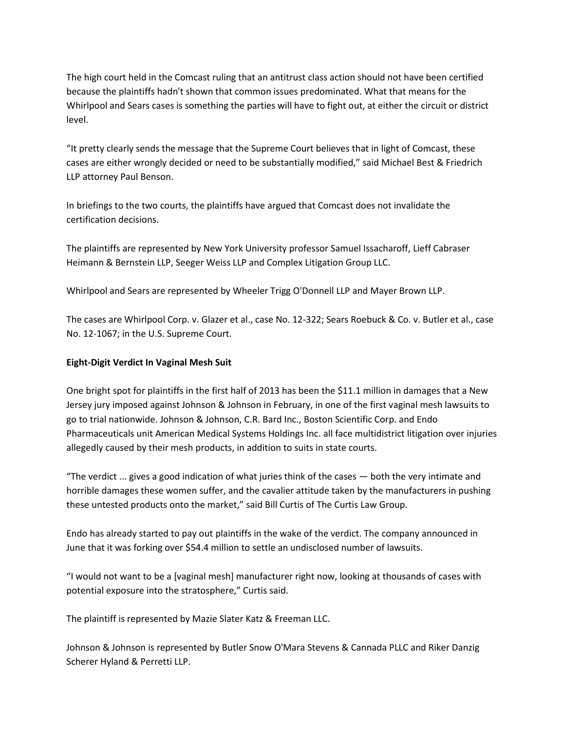The high court held in the Comcast ruling that an antitrust class action should not have been certified because the plaintiffs hadn't shown that common issues predominated. What that means for the Whirlpool and Sears cases is something the parties will have to fight out, at either the circuit or district level.

"It pretty clearly sends the message that the Supreme Court believes that in light of Comcast, these cases are either wrongly decided or need to be substantially modified," said Michael Best & Friedrich LLP attorney Paul Benson.

In briefings to the two courts, the plaintiffs have argued that Comcast does not invalidate the certification decisions.

The plaintiffs are represented by New York University professor Samuel Issacharoff, Lieff Cabraser Heimann & Bernstein LLP, Seeger Weiss LLP and Complex Litigation Group LLC.

Whirlpool and Sears are represented by Wheeler Trigg O'Donnell LLP and Mayer Brown LLP.

The cases are Whirlpool Corp. v. Glazer et al., case No. 12-322; Sears Roebuck & Co. v. Butler et al., case No. 12-1067; in the U.S. Supreme Court.

**Eight-Digit Verdict In Vaginal Mesh Suit**

One bright spot for plaintiffs in the first half of 2013 has been the $11.1 million in damages that a New Jersey jury imposed against Johnson & Johnson in February, in one of the first vaginal mesh lawsuits to go to trial nationwide. Johnson & Johnson, C.R. Bard Inc., Boston Scientific Corp. and Endo Pharmaceuticals unit American Medical Systems Holdings Inc. all face multidistrict litigation over injuries allegedly caused by their mesh products, in addition to suits in state courts.

"The verdict ... gives a good indication of what juries think of the cases — both the very intimate and horrible damages these women suffer, and the cavalier attitude taken by the manufacturers in pushing these untested products onto the market," said Bill Curtis of The Curtis Law Group.

Endo has already started to pay out plaintiffs in the wake of the verdict. The company announced in June that it was forking over $54.4 million to settle an undisclosed number of lawsuits.

"I would not want to be a [vaginal mesh] manufacturer right now, looking at thousands of cases with potential exposure into the stratosphere," Curtis said.

The plaintiff is represented by Mazie Slater Katz & Freeman LLC.

Johnson & Johnson is represented by Butler Snow O'Mara Stevens & Cannada PLLC and Riker Danzig Scherer Hyland & Perretti LLP.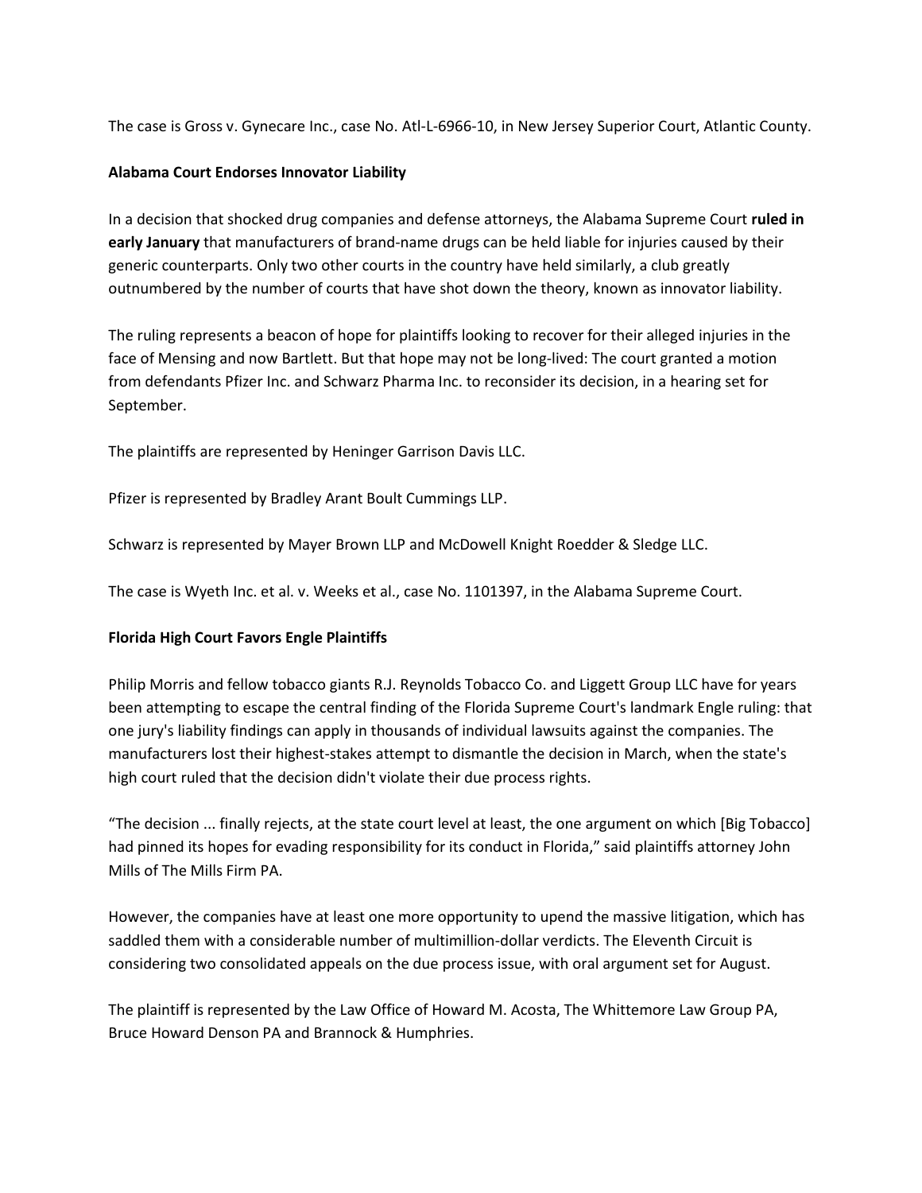The case is Gross v. Gynecare Inc., case No. Atl-L-6966-10, in New Jersey Superior Court, Atlantic County.

**Alabama Court Endorses Innovator Liability**

In a decision that shocked drug companies and defense attorneys, the Alabama Supreme Court **ruled in early January** that manufacturers of brand-name drugs can be held liable for injuries caused by their generic counterparts. Only two other courts in the country have held similarly, a club greatly outnumbered by the number of courts that have shot down the theory, known as innovator liability.

The ruling represents a beacon of hope for plaintiffs looking to recover for their alleged injuries in the face of Mensing and now Bartlett. But that hope may not be long-lived: The court granted a motion from defendants Pfizer Inc. and Schwarz Pharma Inc. to reconsider its decision, in a hearing set for September.

The plaintiffs are represented by Heninger Garrison Davis LLC.

Pfizer is represented by Bradley Arant Boult Cummings LLP.

Schwarz is represented by Mayer Brown LLP and McDowell Knight Roedder & Sledge LLC.

The case is Wyeth Inc. et al. v. Weeks et al., case No. 1101397, in the Alabama Supreme Court.

**Florida High Court Favors Engle Plaintiffs**

Philip Morris and fellow tobacco giants R.J. Reynolds Tobacco Co. and Liggett Group LLC have for years been attempting to escape the central finding of the Florida Supreme Court's landmark Engle ruling: that one jury's liability findings can apply in thousands of individual lawsuits against the companies. The manufacturers lost their highest-stakes attempt to dismantle the decision in March, when the state's high court ruled that the decision didn't violate their due process rights.

"The decision ... finally rejects, at the state court level at least, the one argument on which [Big Tobacco] had pinned its hopes for evading responsibility for its conduct in Florida," said plaintiffs attorney John Mills of The Mills Firm PA.

However, the companies have at least one more opportunity to upend the massive litigation, which has saddled them with a considerable number of multimillion-dollar verdicts. The Eleventh Circuit is considering two consolidated appeals on the due process issue, with oral argument set for August.

The plaintiff is represented by the Law Office of Howard M. Acosta, The Whittemore Law Group PA, Bruce Howard Denson PA and Brannock & Humphries.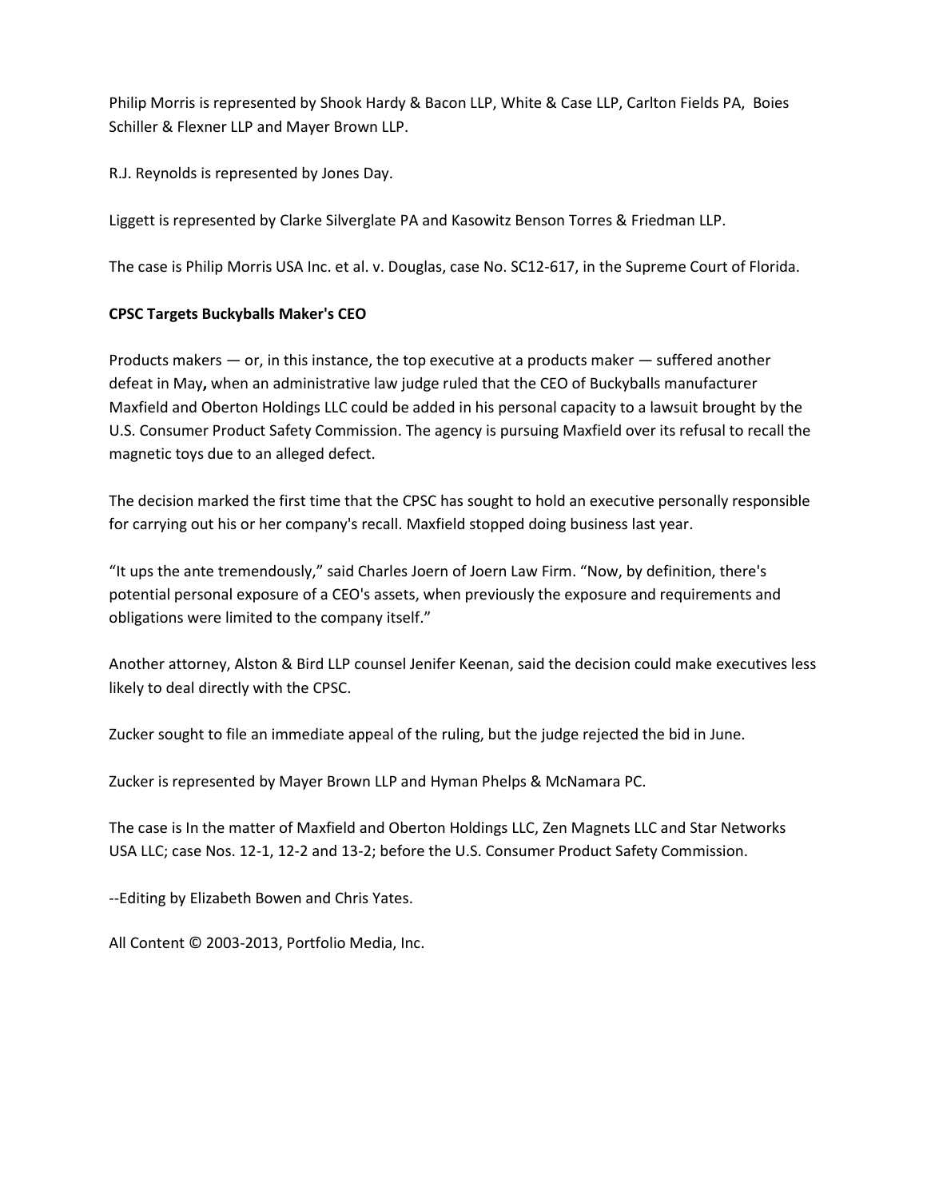Philip Morris is represented by Shook Hardy & Bacon LLP, White & Case LLP, Carlton Fields PA, Boies Schiller & Flexner LLP and Mayer Brown LLP.

R.J. Reynolds is represented by Jones Day.

Liggett is represented by Clarke Silverglate PA and Kasowitz Benson Torres & Friedman LLP.

The case is Philip Morris USA Inc. et al. v. Douglas, case No. SC12-617, in the Supreme Court of Florida.

**CPSC Targets Buckyballs Maker's CEO**

Products makers — or, in this instance, the top executive at a products maker — suffered another defeat in May**,** when an administrative law judge ruled that the CEO of Buckyballs manufacturer Maxfield and Oberton Holdings LLC could be added in his personal capacity to a lawsuit brought by the U.S. Consumer Product Safety Commission. The agency is pursuing Maxfield over its refusal to recall the magnetic toys due to an alleged defect.

The decision marked the first time that the CPSC has sought to hold an executive personally responsible for carrying out his or her company's recall. Maxfield stopped doing business last year.

“It ups the ante tremendously,” said Charles Joern of Joern Law Firm. “Now, by definition, there's potential personal exposure of a CEO's assets, when previously the exposure and requirements and obligations were limited to the company itself.”

Another attorney, Alston & Bird LLP counsel Jenifer Keenan, said the decision could make executives less likely to deal directly with the CPSC.

Zucker sought to file an immediate appeal of the ruling, but the judge rejected the bid in June.

Zucker is represented by Mayer Brown LLP and Hyman Phelps & McNamara PC.

The case is In the matter of Maxfield and Oberton Holdings LLC, Zen Magnets LLC and Star Networks USA LLC; case Nos. 12-1, 12-2 and 13-2; before the U.S. Consumer Product Safety Commission.

--Editing by Elizabeth Bowen and Chris Yates.

All Content © 2003-2013, Portfolio Media, Inc.